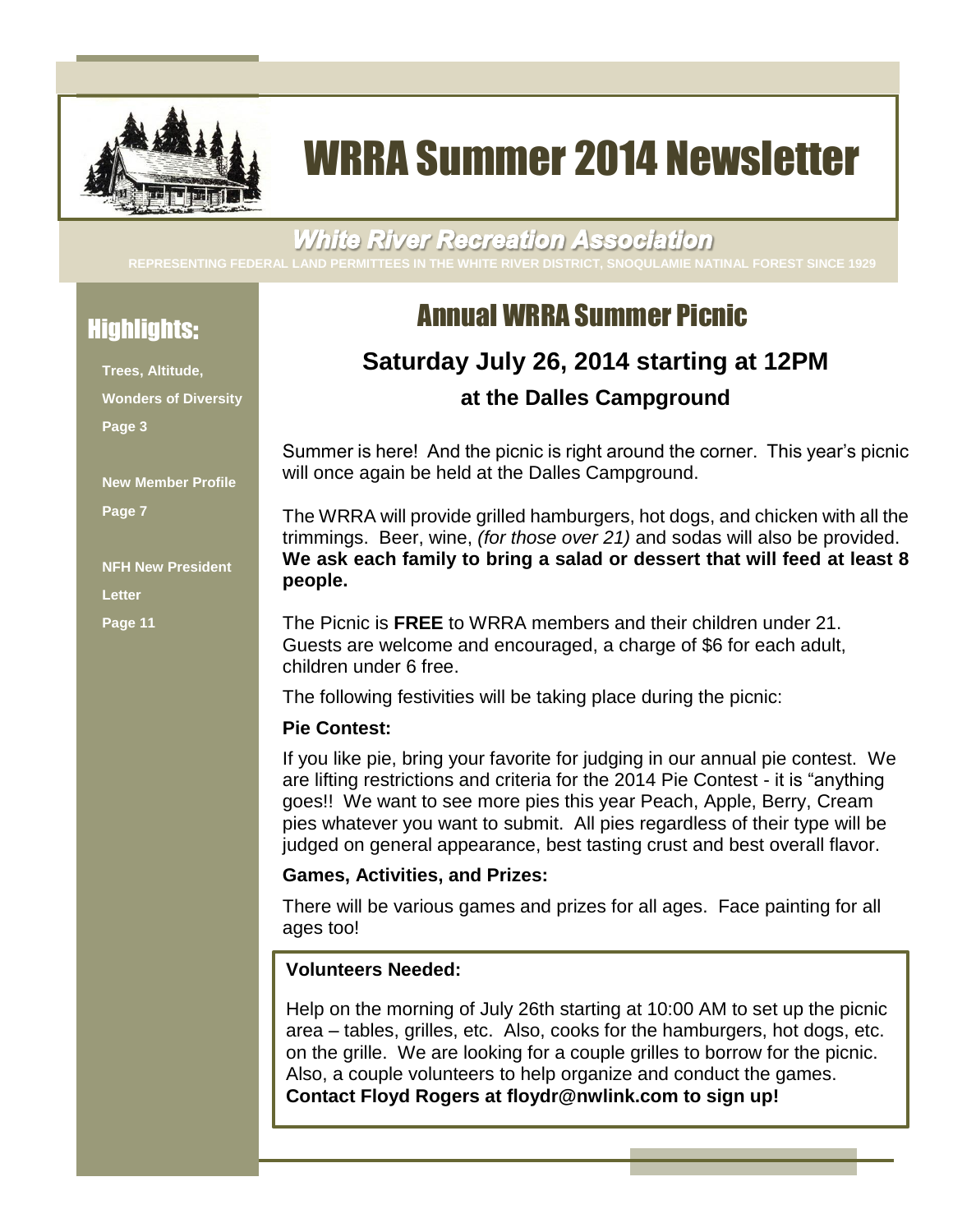# WRRA Summer 2014 Newsletter

***White River Recreation Association***

REPRESENTING FEDERAL LAND PERMITTEES IN THE WHITE RIVER DISTRICT, SNOQULAMIE NATINAL FOREST SINCE 1929

## Highlights:

**Trees, Altitude, Wonders of Diversity**
**Page 3**

**New Member Profile**
**Page 7**

**NFH New President Letter**
**Page 11**

## Annual WRRA Summer Picnic

### Saturday July 26, 2014 starting at 12PM

**at the Dalles Campground**

Summer is here! And the picnic is right around the corner. This year's picnic will once again be held at the Dalles Campground.

The WRRA will provide grilled hamburgers, hot dogs, and chicken with all the trimmings. Beer, wine, *(for those over 21)* and sodas will also be provided. **We ask each family to bring a salad or dessert that will feed at least 8 people.**

The Picnic is **FREE** to WRRA members and their children under 21. Guests are welcome and encouraged, a charge of $6 for each adult, children under 6 free.

The following festivities will be taking place during the picnic:

**Pie Contest:**

If you like pie, bring your favorite for judging in our annual pie contest. We are lifting restrictions and criteria for the 2014 Pie Contest - it is "anything goes!! We want to see more pies this year Peach, Apple, Berry, Cream pies whatever you want to submit. All pies regardless of their type will be judged on general appearance, best tasting crust and best overall flavor.

**Games, Activities, and Prizes:**

There will be various games and prizes for all ages. Face painting for all ages too!

**Volunteers Needed:**

Help on the morning of July 26th starting at 10:00 AM to set up the picnic area – tables, grilles, etc. Also, cooks for the hamburgers, hot dogs, etc. on the grille. We are looking for a couple grilles to borrow for the picnic. Also, a couple volunteers to help organize and conduct the games. **Contact Floyd Rogers at floydr@nwlink.com to sign up!**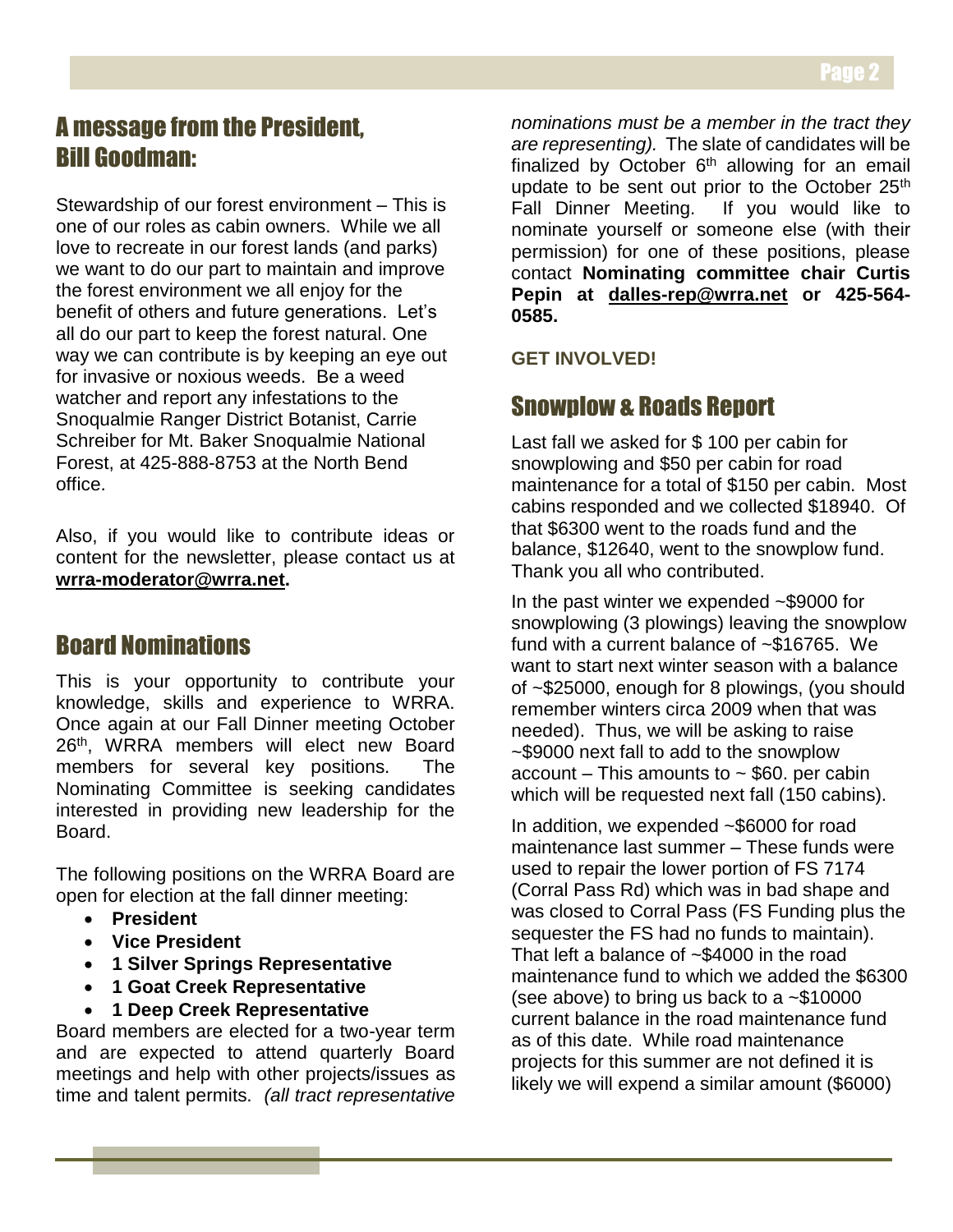## A message from the President, Bill Goodman:

Stewardship of our forest environment – This is one of our roles as cabin owners. While we all love to recreate in our forest lands (and parks) we want to do our part to maintain and improve the forest environment we all enjoy for the benefit of others and future generations. Let's all do our part to keep the forest natural. One way we can contribute is by keeping an eye out for invasive or noxious weeds. Be a weed watcher and report any infestations to the Snoqualmie Ranger District Botanist, Carrie Schreiber for Mt. Baker Snoqualmie National Forest, at 425-888-8753 at the North Bend office.

Also, if you would like to contribute ideas or content for the newsletter, please contact us at **wrra-moderator@wrra.net**.

## Board Nominations

This is your opportunity to contribute your knowledge, skills and experience to WRRA. Once again at our Fall Dinner meeting October 26th, WRRA members will elect new Board members for several key positions. The Nominating Committee is seeking candidates interested in providing new leadership for the Board.

The following positions on the WRRA Board are open for election at the fall dinner meeting:

- **President**
- **Vice President**
- **1 Silver Springs Representative**
- **1 Goat Creek Representative**
- **1 Deep Creek Representative**

Board members are elected for a two-year term and are expected to attend quarterly Board meetings and help with other projects/issues as time and talent permits. *(all tract representative nominations must be a member in the tract they are representing).* The slate of candidates will be finalized by October 6th allowing for an email update to be sent out prior to the October 25th Fall Dinner Meeting. If you would like to nominate yourself or someone else (with their permission) for one of these positions, please contact **Nominating committee chair Curtis Pepin at dalles-rep@wrra.net or 425-564-0585.**

**GET INVOLVED!**

## Snowplow & Roads Report

Last fall we asked for $ 100 per cabin for snowplowing and $50 per cabin for road maintenance for a total of $150 per cabin. Most cabins responded and we collected $18940. Of that $6300 went to the roads fund and the balance, $12640, went to the snowplow fund. Thank you all who contributed.

In the past winter we expended ~$9000 for snowplowing (3 plowings) leaving the snowplow fund with a current balance of ~$16765. We want to start next winter season with a balance of ~$25000, enough for 8 plowings, (you should remember winters circa 2009 when that was needed). Thus, we will be asking to raise ~$9000 next fall to add to the snowplow account – This amounts to ~ $60. per cabin which will be requested next fall (150 cabins).

In addition, we expended ~$6000 for road maintenance last summer – These funds were used to repair the lower portion of FS 7174 (Corral Pass Rd) which was in bad shape and was closed to Corral Pass (FS Funding plus the sequester the FS had no funds to maintain). That left a balance of ~$4000 in the road maintenance fund to which we added the $6300 (see above) to bring us back to a ~$10000 current balance in the road maintenance fund as of this date. While road maintenance projects for this summer are not defined it is likely we will expend a similar amount ($6000)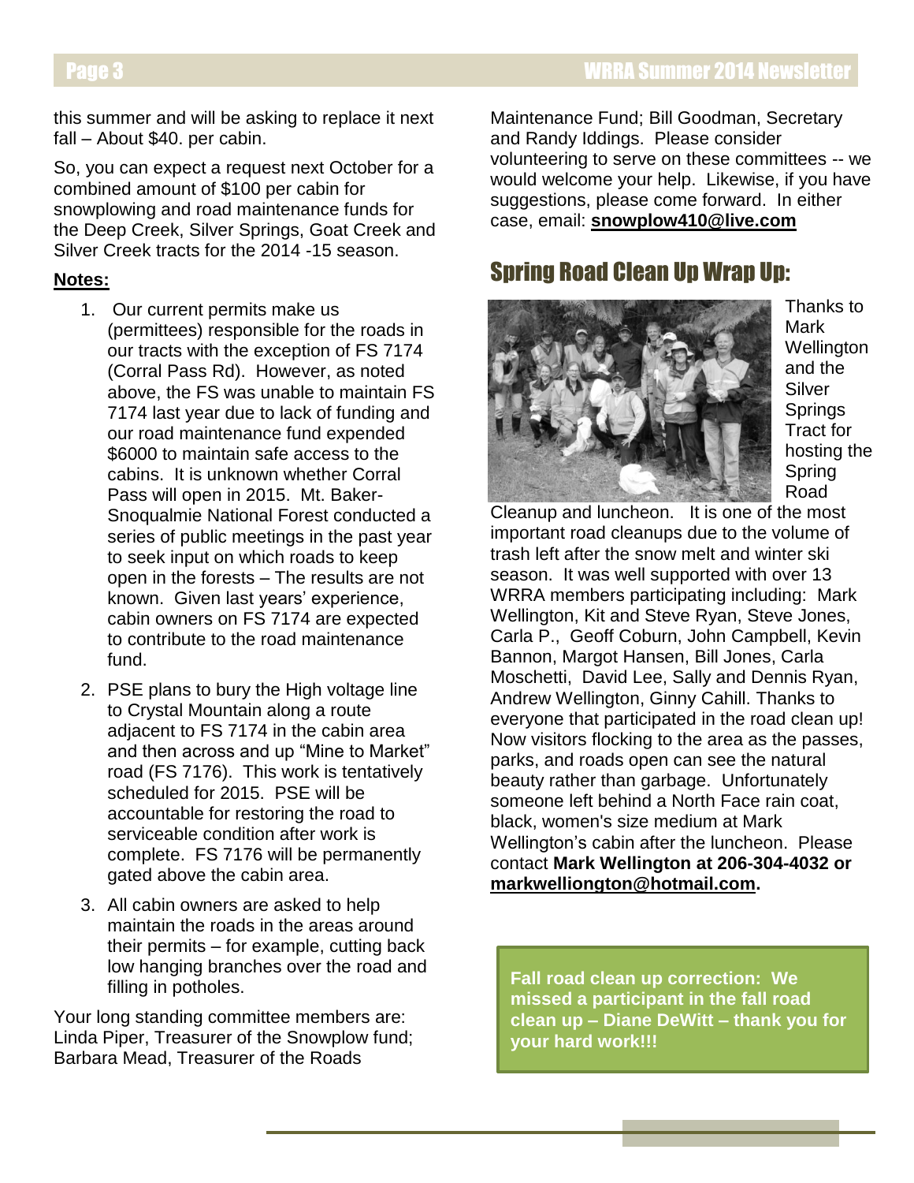this summer and will be asking to replace it next fall – About $40. per cabin.

So, you can expect a request next October for a combined amount of $100 per cabin for snowplowing and road maintenance funds for the Deep Creek, Silver Springs, Goat Creek and Silver Creek tracts for the 2014 -15 season.

**Notes:**

1. Our current permits make us (permittees) responsible for the roads in our tracts with the exception of FS 7174 (Corral Pass Rd). However, as noted above, the FS was unable to maintain FS 7174 last year due to lack of funding and our road maintenance fund expended $6000 to maintain safe access to the cabins. It is unknown whether Corral Pass will open in 2015. Mt. Baker-Snoqualmie National Forest conducted a series of public meetings in the past year to seek input on which roads to keep open in the forests – The results are not known. Given last years' experience, cabin owners on FS 7174 are expected to contribute to the road maintenance fund.
2. PSE plans to bury the High voltage line to Crystal Mountain along a route adjacent to FS 7174 in the cabin area and then across and up "Mine to Market" road (FS 7176). This work is tentatively scheduled for 2015. PSE will be accountable for restoring the road to serviceable condition after work is complete. FS 7176 will be permanently gated above the cabin area.
3. All cabin owners are asked to help maintain the roads in the areas around their permits – for example, cutting back low hanging branches over the road and filling in potholes.

Your long standing committee members are: Linda Piper, Treasurer of the Snowplow fund; Barbara Mead, Treasurer of the Roads Maintenance Fund; Bill Goodman, Secretary and Randy Iddings. Please consider volunteering to serve on these committees -- we would welcome your help. Likewise, if you have suggestions, please come forward. In either case, email: **snowplow410@live.com**

## Spring Road Clean Up Wrap Up:

Thanks to Mark Wellington and the Silver Springs Tract for hosting the Spring Road Cleanup and luncheon. It is one of the most important road cleanups due to the volume of trash left after the snow melt and winter ski season. It was well supported with over 13 WRRA members participating including: Mark Wellington, Kit and Steve Ryan, Steve Jones, Carla P., Geoff Coburn, John Campbell, Kevin Bannon, Margot Hansen, Bill Jones, Carla Moschetti, David Lee, Sally and Dennis Ryan, Andrew Wellington, Ginny Cahill. Thanks to everyone that participated in the road clean up! Now visitors flocking to the area as the passes, parks, and roads open can see the natural beauty rather than garbage. Unfortunately someone left behind a North Face rain coat, black, women's size medium at Mark Wellington's cabin after the luncheon. Please contact **Mark Wellington at 206-304-4032 or markwelliongton@hotmail.com.**

**Fall road clean up correction: We missed a participant in the fall road clean up – Diane DeWitt – thank you for your hard work!!!**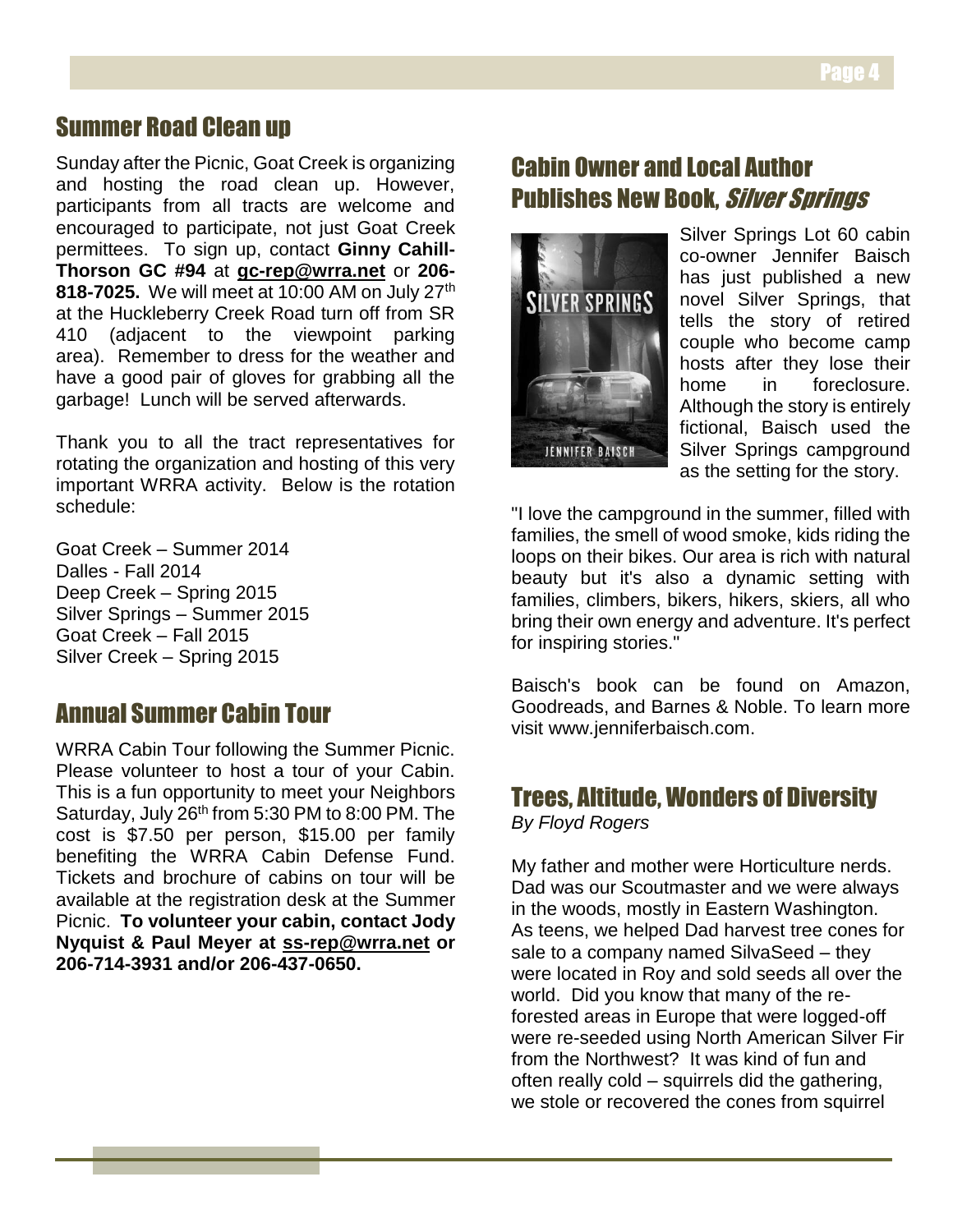## Summer Road Clean up

Sunday after the Picnic, Goat Creek is organizing and hosting the road clean up. However, participants from all tracts are welcome and encouraged to participate, not just Goat Creek permittees. To sign up, contact **Ginny Cahill-Thorson GC #94** at **gc-rep@wrra.net** or **206-818-7025.** We will meet at 10:00 AM on July 27th at the Huckleberry Creek Road turn off from SR 410 (adjacent to the viewpoint parking area). Remember to dress for the weather and have a good pair of gloves for grabbing all the garbage! Lunch will be served afterwards.

Thank you to all the tract representatives for rotating the organization and hosting of this very important WRRA activity. Below is the rotation schedule:

Goat Creek – Summer 2014
Dalles - Fall 2014
Deep Creek – Spring 2015
Silver Springs – Summer 2015
Goat Creek – Fall 2015
Silver Creek – Spring 2015

## Annual Summer Cabin Tour

WRRA Cabin Tour following the Summer Picnic. Please volunteer to host a tour of your Cabin. This is a fun opportunity to meet your Neighbors Saturday, July 26th from 5:30 PM to 8:00 PM. The cost is $7.50 per person, $15.00 per family benefiting the WRRA Cabin Defense Fund. Tickets and brochure of cabins on tour will be available at the registration desk at the Summer Picnic. **To volunteer your cabin, contact Jody Nyquist & Paul Meyer at ss-rep@wrra.net or 206-714-3931 and/or 206-437-0650.**

## Cabin Owner and Local Author Publishes New Book, *Silver Springs*

Silver Springs Lot 60 cabin co-owner Jennifer Baisch has just published a new novel Silver Springs, that tells the story of retired couple who become camp hosts after they lose their home in foreclosure. Although the story is entirely fictional, Baisch used the Silver Springs campground as the setting for the story.

"I love the campground in the summer, filled with families, the smell of wood smoke, kids riding the loops on their bikes. Our area is rich with natural beauty but it's also a dynamic setting with families, climbers, bikers, hikers, skiers, all who bring their own energy and adventure. It's perfect for inspiring stories."

Baisch's book can be found on Amazon, Goodreads, and Barnes & Noble. To learn more visit www.jenniferbaisch.com.

## Trees, Altitude, Wonders of Diversity

*By Floyd Rogers*

My father and mother were Horticulture nerds. Dad was our Scoutmaster and we were always in the woods, mostly in Eastern Washington. As teens, we helped Dad harvest tree cones for sale to a company named SilvaSeed – they were located in Roy and sold seeds all over the world. Did you know that many of the re-forested areas in Europe that were logged-off were re-seeded using North American Silver Fir from the Northwest? It was kind of fun and often really cold – squirrels did the gathering, we stole or recovered the cones from squirrel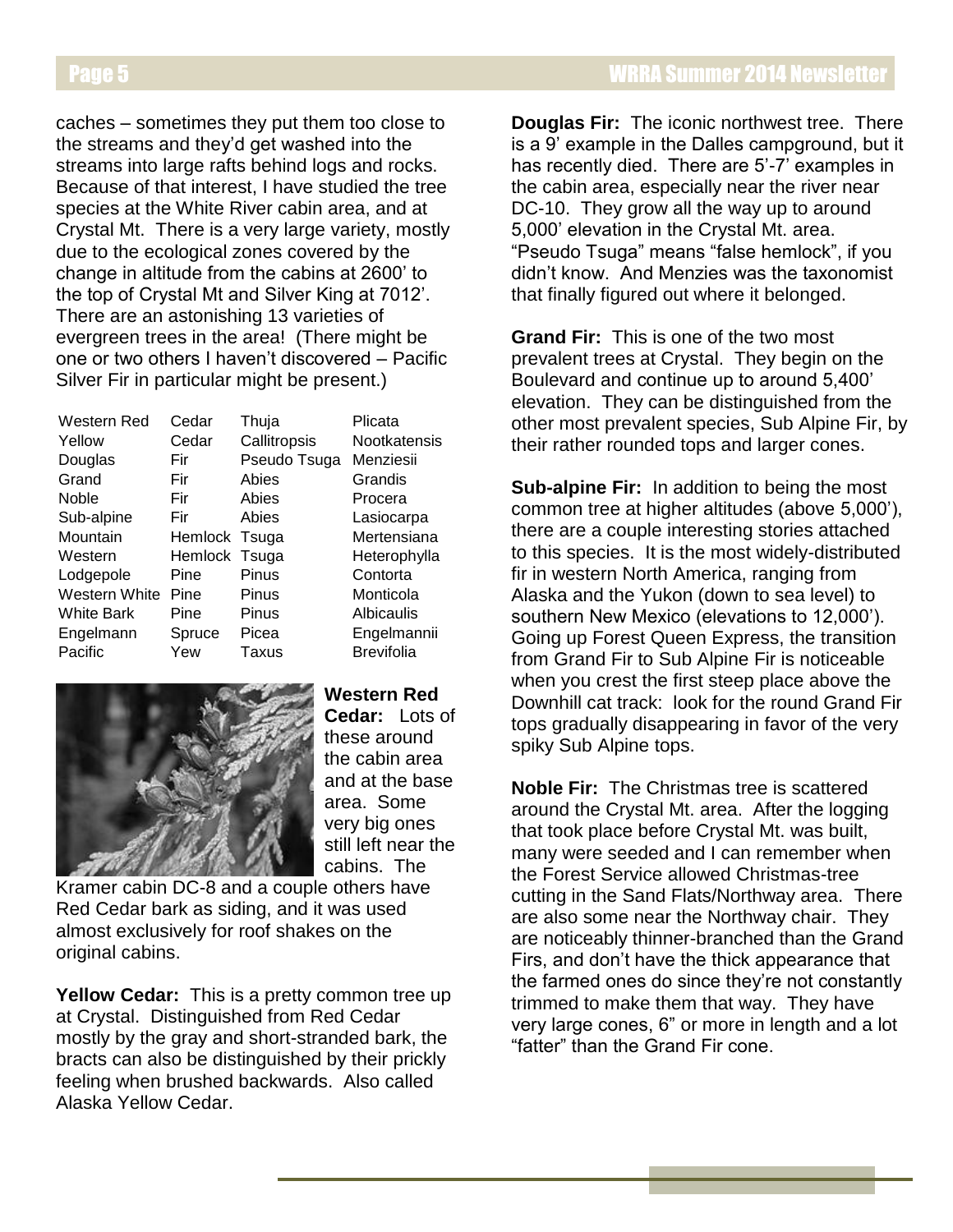caches – sometimes they put them too close to the streams and they'd get washed into the streams into large rafts behind logs and rocks. Because of that interest, I have studied the tree species at the White River cabin area, and at Crystal Mt. There is a very large variety, mostly due to the ecological zones covered by the change in altitude from the cabins at 2600' to the top of Crystal Mt and Silver King at 7012'. There are an astonishing 13 varieties of evergreen trees in the area! (There might be one or two others I haven't discovered – Pacific Silver Fir in particular might be present.)

| | | | |
|---|---|---|---|
| Western Red | Cedar | Thuja | Plicata |
| Yellow | Cedar | Callitropsis | Nootkatensis |
| Douglas | Fir | Pseudo Tsuga | Menziesii |
| Grand | Fir | Abies | Grandis |
| Noble | Fir | Abies | Procera |
| Sub-alpine | Fir | Abies | Lasiocarpa |
| Mountain | Hemlock | Tsuga | Mertensiana |
| Western | Hemlock | Tsuga | Heterophylla |
| Lodgepole | Pine | Pinus | Contorta |
| Western White | Pine | Pinus | Monticola |
| White Bark | Pine | Pinus | Albicaulis |
| Engelmann | Spruce | Picea | Engelmannii |
| Pacific | Yew | Taxus | Brevifolia |

**Western Red Cedar:** Lots of these around the cabin area and at the base area. Some very big ones still left near the cabins. The Kramer cabin DC-8 and a couple others have Red Cedar bark as siding, and it was used almost exclusively for roof shakes on the original cabins.

**Yellow Cedar:** This is a pretty common tree up at Crystal. Distinguished from Red Cedar mostly by the gray and short-stranded bark, the bracts can also be distinguished by their prickly feeling when brushed backwards. Also called Alaska Yellow Cedar.

**Douglas Fir:** The iconic northwest tree. There is a 9' example in the Dalles campground, but it has recently died. There are 5'-7' examples in the cabin area, especially near the river near DC-10. They grow all the way up to around 5,000' elevation in the Crystal Mt. area. "Pseudo Tsuga" means "false hemlock", if you didn't know. And Menzies was the taxonomist that finally figured out where it belonged.

**Grand Fir:** This is one of the two most prevalent trees at Crystal. They begin on the Boulevard and continue up to around 5,400' elevation. They can be distinguished from the other most prevalent species, Sub Alpine Fir, by their rather rounded tops and larger cones.

**Sub-alpine Fir:** In addition to being the most common tree at higher altitudes (above 5,000'), there are a couple interesting stories attached to this species. It is the most widely-distributed fir in western North America, ranging from Alaska and the Yukon (down to sea level) to southern New Mexico (elevations to 12,000'). Going up Forest Queen Express, the transition from Grand Fir to Sub Alpine Fir is noticeable when you crest the first steep place above the Downhill cat track: look for the round Grand Fir tops gradually disappearing in favor of the very spiky Sub Alpine tops.

**Noble Fir:** The Christmas tree is scattered around the Crystal Mt. area. After the logging that took place before Crystal Mt. was built, many were seeded and I can remember when the Forest Service allowed Christmas-tree cutting in the Sand Flats/Northway area. There are also some near the Northway chair. They are noticeably thinner-branched than the Grand Firs, and don't have the thick appearance that the farmed ones do since they're not constantly trimmed to make them that way. They have very large cones, 6" or more in length and a lot "fatter" than the Grand Fir cone.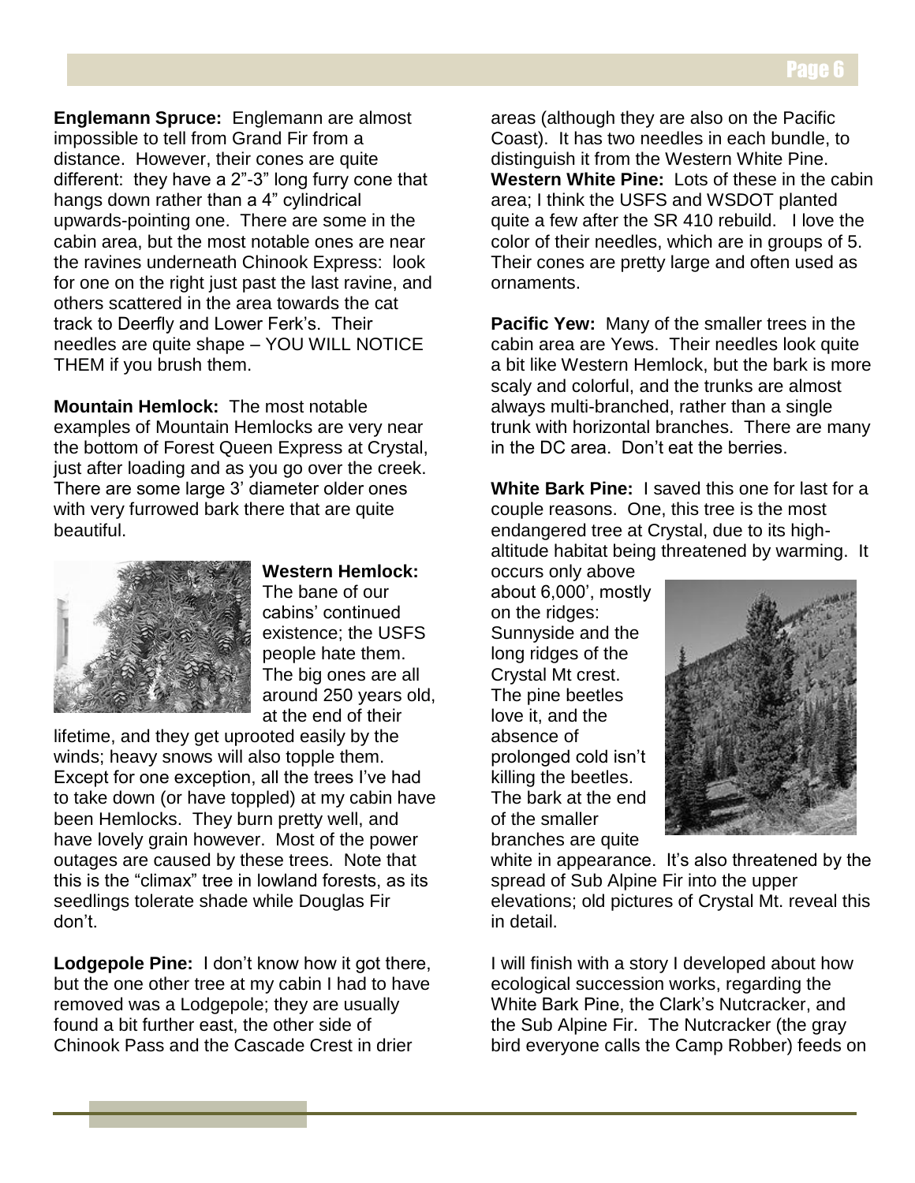**Englemann Spruce:** Englemann are almost impossible to tell from Grand Fir from a distance. However, their cones are quite different: they have a 2"-3" long furry cone that hangs down rather than a 4" cylindrical upwards-pointing one. There are some in the cabin area, but the most notable ones are near the ravines underneath Chinook Express: look for one on the right just past the last ravine, and others scattered in the area towards the cat track to Deerfly and Lower Ferk's. Their needles are quite shape – YOU WILL NOTICE THEM if you brush them.

**Mountain Hemlock:** The most notable examples of Mountain Hemlocks are very near the bottom of Forest Queen Express at Crystal, just after loading and as you go over the creek. There are some large 3' diameter older ones with very furrowed bark there that are quite beautiful.

**Western Hemlock:** The bane of our cabins' continued existence; the USFS people hate them. The big ones are all around 250 years old, at the end of their lifetime, and they get uprooted easily by the winds; heavy snows will also topple them. Except for one exception, all the trees I've had to take down (or have toppled) at my cabin have been Hemlocks. They burn pretty well, and have lovely grain however. Most of the power outages are caused by these trees. Note that this is the "climax" tree in lowland forests, as its seedlings tolerate shade while Douglas Fir don't.

**Lodgepole Pine:** I don't know how it got there, but the one other tree at my cabin I had to have removed was a Lodgepole; they are usually found a bit further east, the other side of Chinook Pass and the Cascade Crest in drier areas (although they are also on the Pacific Coast). It has two needles in each bundle, to distinguish it from the Western White Pine.

**Western White Pine:** Lots of these in the cabin area; I think the USFS and WSDOT planted quite a few after the SR 410 rebuild. I love the color of their needles, which are in groups of 5. Their cones are pretty large and often used as ornaments.

**Pacific Yew:** Many of the smaller trees in the cabin area are Yews. Their needles look quite a bit like Western Hemlock, but the bark is more scaly and colorful, and the trunks are almost always multi-branched, rather than a single trunk with horizontal branches. There are many in the DC area. Don't eat the berries.

**White Bark Pine:** I saved this one for last for a couple reasons. One, this tree is the most endangered tree at Crystal, due to its high-altitude habitat being threatened by warming. It occurs only above about 6,000', mostly on the ridges: Sunnyside and the long ridges of the Crystal Mt crest. The pine beetles love it, and the absence of prolonged cold isn't killing the beetles. The bark at the end of the smaller branches are quite white in appearance. It's also threatened by the spread of Sub Alpine Fir into the upper elevations; old pictures of Crystal Mt. reveal this in detail.

I will finish with a story I developed about how ecological succession works, regarding the White Bark Pine, the Clark's Nutcracker, and the Sub Alpine Fir. The Nutcracker (the gray bird everyone calls the Camp Robber) feeds on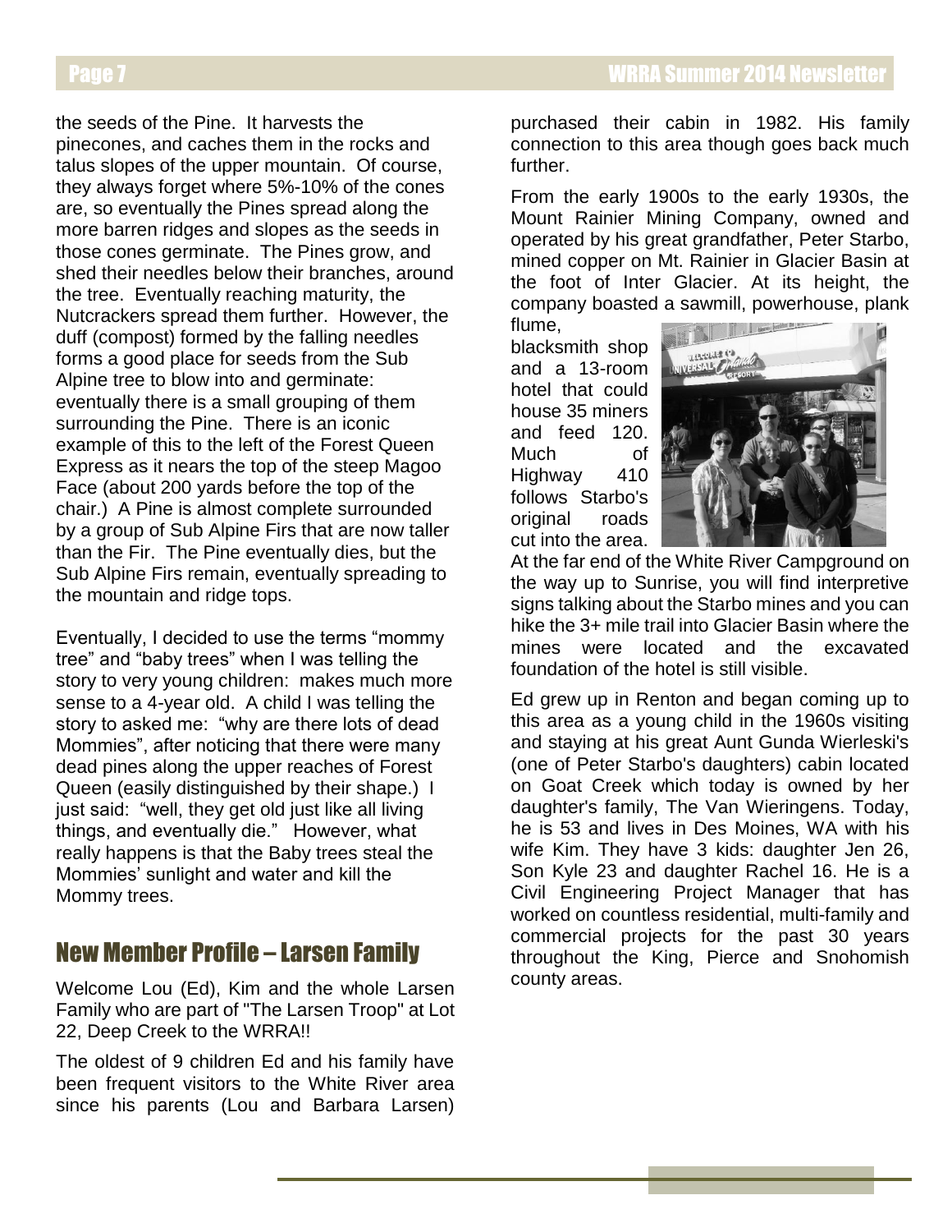the seeds of the Pine. It harvests the pinecones, and caches them in the rocks and talus slopes of the upper mountain. Of course, they always forget where 5%-10% of the cones are, so eventually the Pines spread along the more barren ridges and slopes as the seeds in those cones germinate. The Pines grow, and shed their needles below their branches, around the tree. Eventually reaching maturity, the Nutcrackers spread them further. However, the duff (compost) formed by the falling needles forms a good place for seeds from the Sub Alpine tree to blow into and germinate: eventually there is a small grouping of them surrounding the Pine. There is an iconic example of this to the left of the Forest Queen Express as it nears the top of the steep Magoo Face (about 200 yards before the top of the chair.) A Pine is almost complete surrounded by a group of Sub Alpine Firs that are now taller than the Fir. The Pine eventually dies, but the Sub Alpine Firs remain, eventually spreading to the mountain and ridge tops.

Eventually, I decided to use the terms "mommy tree" and "baby trees" when I was telling the story to very young children: makes much more sense to a 4-year old. A child I was telling the story to asked me: "why are there lots of dead Mommies", after noticing that there were many dead pines along the upper reaches of Forest Queen (easily distinguished by their shape.) I just said: "well, they get old just like all living things, and eventually die." However, what really happens is that the Baby trees steal the Mommies' sunlight and water and kill the Mommy trees.

## New Member Profile – Larsen Family

Welcome Lou (Ed), Kim and the whole Larsen Family who are part of "The Larsen Troop" at Lot 22, Deep Creek to the WRRA!!

The oldest of 9 children Ed and his family have been frequent visitors to the White River area since his parents (Lou and Barbara Larsen) purchased their cabin in 1982. His family connection to this area though goes back much further.

From the early 1900s to the early 1930s, the Mount Rainier Mining Company, owned and operated by his great grandfather, Peter Starbo, mined copper on Mt. Rainier in Glacier Basin at the foot of Inter Glacier. At its height, the company boasted a sawmill, powerhouse, plank flume, blacksmith shop and a 13-room hotel that could house 35 miners and feed 120. Much of Highway 410 follows Starbo's original roads cut into the area. At the far end of the White River Campground on the way up to Sunrise, you will find interpretive signs talking about the Starbo mines and you can hike the 3+ mile trail into Glacier Basin where the mines were located and the excavated foundation of the hotel is still visible.

Ed grew up in Renton and began coming up to this area as a young child in the 1960s visiting and staying at his great Aunt Gunda Wierleski's (one of Peter Starbo's daughters) cabin located on Goat Creek which today is owned by her daughter's family, The Van Wieringens. Today, he is 53 and lives in Des Moines, WA with his wife Kim. They have 3 kids: daughter Jen 26, Son Kyle 23 and daughter Rachel 16. He is a Civil Engineering Project Manager that has worked on countless residential, multi-family and commercial projects for the past 30 years throughout the King, Pierce and Snohomish county areas.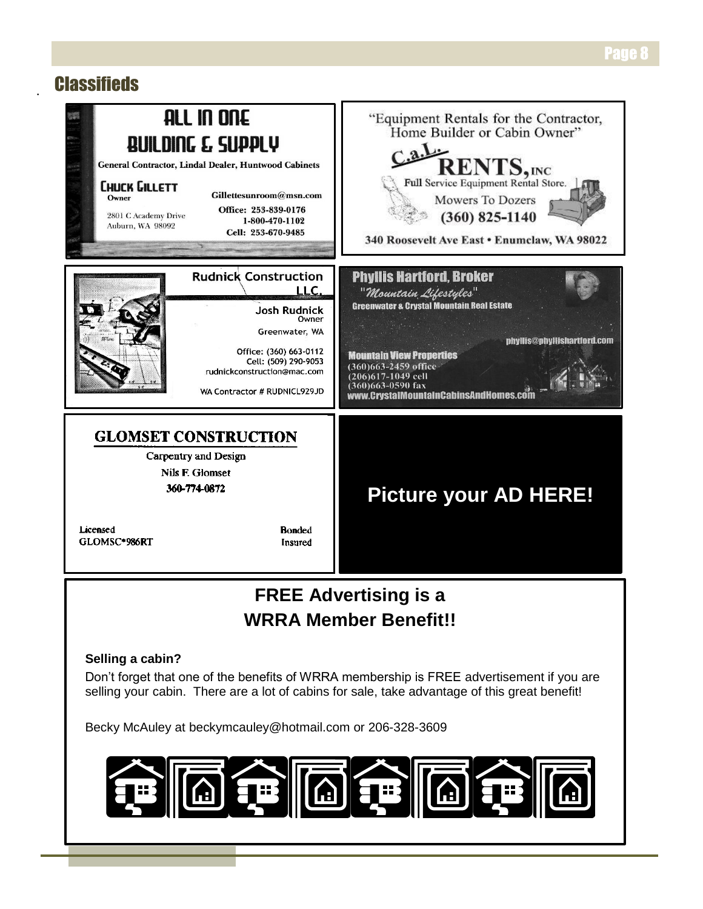## Classifieds

**ALL IN ONE BUILDING & SUPPLY**

General Contractor, Lindal Dealer, Huntwood Cabinets

**CHUCK GILLETT**
Owner

2801 C Academy Drive
Auburn, WA 98092

Gillettesunroom@msn.com
Office: 253-839-0176
1-800-470-1102
Cell: 253-670-9485

---

"Equipment Rentals for the Contractor, Home Builder or Cabin Owner"

**C.a.L. RENTS, INC**

Full Service Equipment Rental Store.
Mowers To Dozers
(360) 825-1140

340 Roosevelt Ave East • Enumclaw, WA 98022

---

**Rudnick Construction LLC.**

Josh Rudnick
Owner
Greenwater, WA

Office: (360) 663-0112
Cell: (509) 290-9053
rudnickconstruction@mac.com

WA Contractor # RUDNICL929JD

---

**Phyllis Hartford, Broker**

"Mountain Lifestyles"

Greenwater & Crystal Mountain Real Estate

phyllis@phyllishartford.com

Mountain View Properties
(360)663-2459 office
(206)617-1049 cell
(360)663-0590 fax
www.CrystalMountainCabinsAndHomes.com

---

**GLOMSET CONSTRUCTION**

Carpentry and Design
Nils F. Glomset
360-774-0872

Licensed
GLOMSC*986RT

Bonded
Insured

---

**Picture your AD HERE!**

---

## FREE Advertising is a WRRA Member Benefit!!

**Selling a cabin?**

Don't forget that one of the benefits of WRRA membership is FREE advertisement if you are selling your cabin. There are a lot of cabins for sale, take advantage of this great benefit!

Becky McAuley at beckymcauley@hotmail.com or 206-328-3609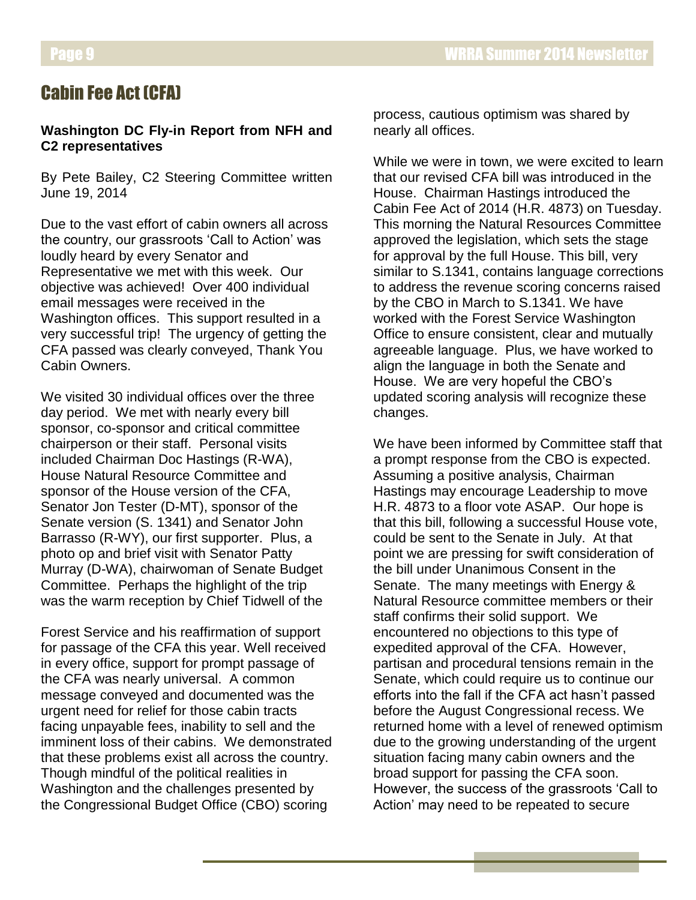# Cabin Fee Act (CFA)

**Washington DC Fly-in Report from NFH and C2 representatives**

By Pete Bailey, C2 Steering Committee written June 19, 2014

Due to the vast effort of cabin owners all across the country, our grassroots 'Call to Action' was loudly heard by every Senator and Representative we met with this week. Our objective was achieved! Over 400 individual email messages were received in the Washington offices. This support resulted in a very successful trip! The urgency of getting the CFA passed was clearly conveyed, Thank You Cabin Owners.

We visited 30 individual offices over the three day period. We met with nearly every bill sponsor, co-sponsor and critical committee chairperson or their staff. Personal visits included Chairman Doc Hastings (R-WA), House Natural Resource Committee and sponsor of the House version of the CFA, Senator Jon Tester (D-MT), sponsor of the Senate version (S. 1341) and Senator John Barrasso (R-WY), our first supporter. Plus, a photo op and brief visit with Senator Patty Murray (D-WA), chairwoman of Senate Budget Committee. Perhaps the highlight of the trip was the warm reception by Chief Tidwell of the Forest Service and his reaffirmation of support for passage of the CFA this year. Well received in every office, support for prompt passage of the CFA was nearly universal. A common message conveyed and documented was the urgent need for relief for those cabin tracts facing unpayable fees, inability to sell and the imminent loss of their cabins. We demonstrated that these problems exist all across the country. Though mindful of the political realities in Washington and the challenges presented by the Congressional Budget Office (CBO) scoring process, cautious optimism was shared by nearly all offices.

While we were in town, we were excited to learn that our revised CFA bill was introduced in the House. Chairman Hastings introduced the Cabin Fee Act of 2014 (H.R. 4873) on Tuesday. This morning the Natural Resources Committee approved the legislation, which sets the stage for approval by the full House. This bill, very similar to S.1341, contains language corrections to address the revenue scoring concerns raised by the CBO in March to S.1341. We have worked with the Forest Service Washington Office to ensure consistent, clear and mutually agreeable language. Plus, we have worked to align the language in both the Senate and House. We are very hopeful the CBO's updated scoring analysis will recognize these changes.

We have been informed by Committee staff that a prompt response from the CBO is expected. Assuming a positive analysis, Chairman Hastings may encourage Leadership to move H.R. 4873 to a floor vote ASAP. Our hope is that this bill, following a successful House vote, could be sent to the Senate in July. At that point we are pressing for swift consideration of the bill under Unanimous Consent in the Senate. The many meetings with Energy & Natural Resource committee members or their staff confirms their solid support. We encountered no objections to this type of expedited approval of the CFA. However, partisan and procedural tensions remain in the Senate, which could require us to continue our efforts into the fall if the CFA act hasn't passed before the August Congressional recess. We returned home with a level of renewed optimism due to the growing understanding of the urgent situation facing many cabin owners and the broad support for passing the CFA soon. However, the success of the grassroots 'Call to Action' may need to be repeated to secure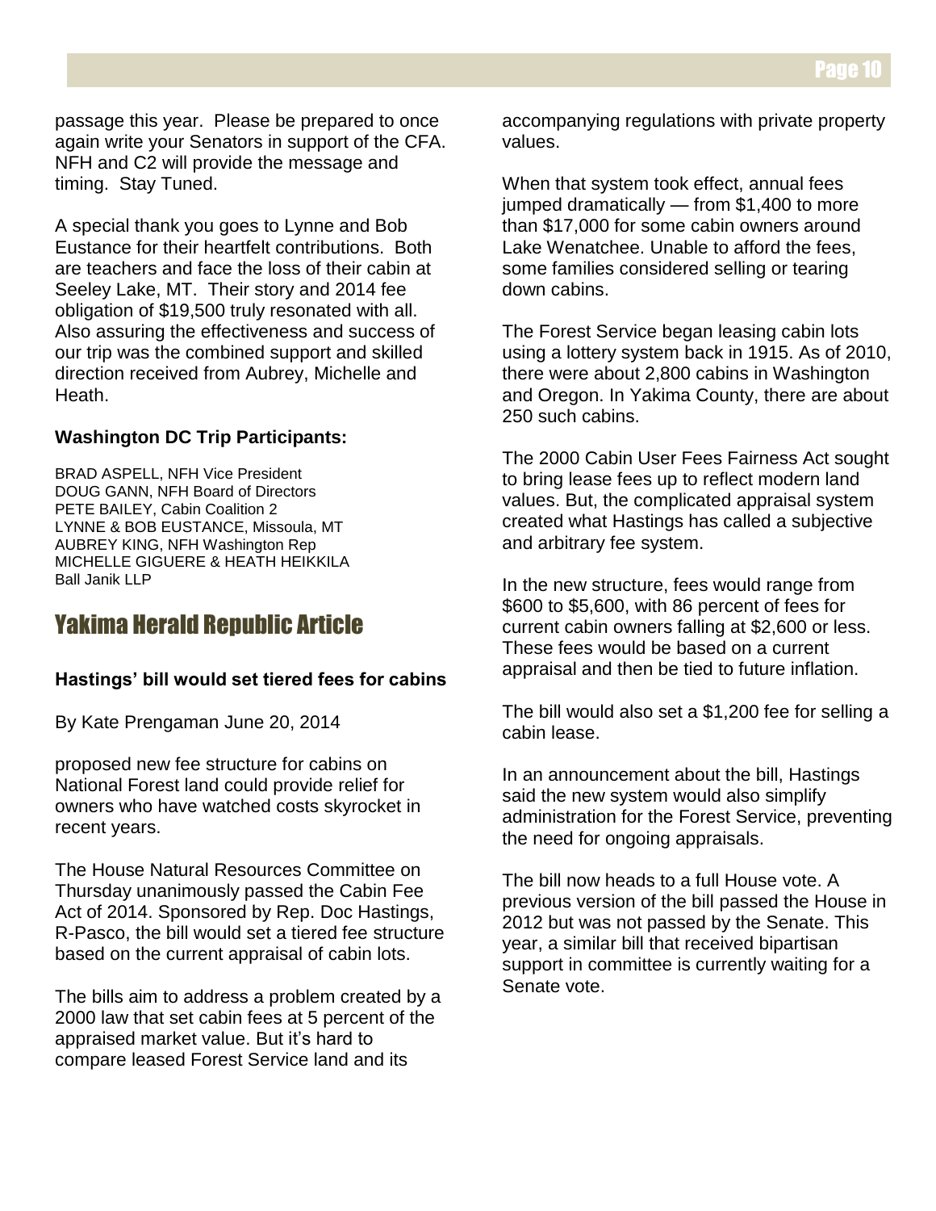passage this year. Please be prepared to once again write your Senators in support of the CFA. NFH and C2 will provide the message and timing. Stay Tuned.

A special thank you goes to Lynne and Bob Eustance for their heartfelt contributions. Both are teachers and face the loss of their cabin at Seeley Lake, MT. Their story and 2014 fee obligation of $19,500 truly resonated with all. Also assuring the effectiveness and success of our trip was the combined support and skilled direction received from Aubrey, Michelle and Heath.

**Washington DC Trip Participants:**

BRAD ASPELL, NFH Vice President
DOUG GANN, NFH Board of Directors
PETE BAILEY, Cabin Coalition 2
LYNNE & BOB EUSTANCE, Missoula, MT
AUBREY KING, NFH Washington Rep
MICHELLE GIGUERE & HEATH HEIKKILA
Ball Janik LLP

## Yakima Herald Republic Article

**Hastings' bill would set tiered fees for cabins**

By Kate Prengaman June 20, 2014

proposed new fee structure for cabins on National Forest land could provide relief for owners who have watched costs skyrocket in recent years.

The House Natural Resources Committee on Thursday unanimously passed the Cabin Fee Act of 2014. Sponsored by Rep. Doc Hastings, R-Pasco, the bill would set a tiered fee structure based on the current appraisal of cabin lots.

The bills aim to address a problem created by a 2000 law that set cabin fees at 5 percent of the appraised market value. But it's hard to compare leased Forest Service land and its accompanying regulations with private property values.

When that system took effect, annual fees jumped dramatically — from $1,400 to more than $17,000 for some cabin owners around Lake Wenatchee. Unable to afford the fees, some families considered selling or tearing down cabins.

The Forest Service began leasing cabin lots using a lottery system back in 1915. As of 2010, there were about 2,800 cabins in Washington and Oregon. In Yakima County, there are about 250 such cabins.

The 2000 Cabin User Fees Fairness Act sought to bring lease fees up to reflect modern land values. But, the complicated appraisal system created what Hastings has called a subjective and arbitrary fee system.

In the new structure, fees would range from $600 to $5,600, with 86 percent of fees for current cabin owners falling at $2,600 or less. These fees would be based on a current appraisal and then be tied to future inflation.

The bill would also set a $1,200 fee for selling a cabin lease.

In an announcement about the bill, Hastings said the new system would also simplify administration for the Forest Service, preventing the need for ongoing appraisals.

The bill now heads to a full House vote. A previous version of the bill passed the House in 2012 but was not passed by the Senate. This year, a similar bill that received bipartisan support in committee is currently waiting for a Senate vote.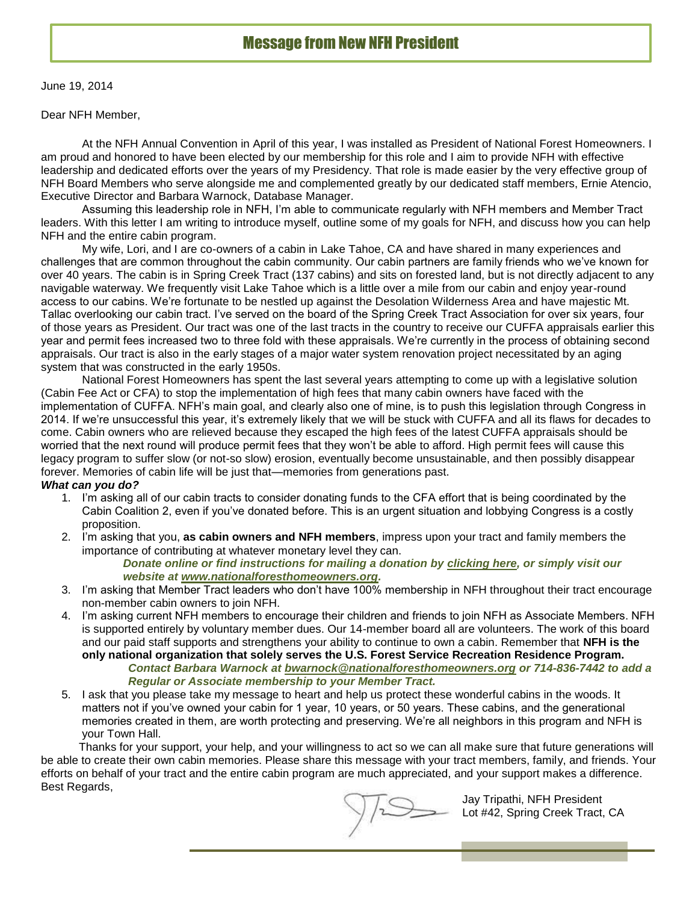# Message from New NFH President

June 19, 2014

Dear NFH Member,

At the NFH Annual Convention in April of this year, I was installed as President of National Forest Homeowners. I am proud and honored to have been elected by our membership for this role and I aim to provide NFH with effective leadership and dedicated efforts over the years of my Presidency. That role is made easier by the very effective group of NFH Board Members who serve alongside me and complemented greatly by our dedicated staff members, Ernie Atencio, Executive Director and Barbara Warnock, Database Manager.

Assuming this leadership role in NFH, I'm able to communicate regularly with NFH members and Member Tract leaders. With this letter I am writing to introduce myself, outline some of my goals for NFH, and discuss how you can help NFH and the entire cabin program.

My wife, Lori, and I are co-owners of a cabin in Lake Tahoe, CA and have shared in many experiences and challenges that are common throughout the cabin community. Our cabin partners are family friends who we've known for over 40 years. The cabin is in Spring Creek Tract (137 cabins) and sits on forested land, but is not directly adjacent to any navigable waterway. We frequently visit Lake Tahoe which is a little over a mile from our cabin and enjoy year-round access to our cabins. We're fortunate to be nestled up against the Desolation Wilderness Area and have majestic Mt. Tallac overlooking our cabin tract. I've served on the board of the Spring Creek Tract Association for over six years, four of those years as President. Our tract was one of the last tracts in the country to receive our CUFFA appraisals earlier this year and permit fees increased two to three fold with these appraisals. We're currently in the process of obtaining second appraisals. Our tract is also in the early stages of a major water system renovation project necessitated by an aging system that was constructed in the early 1950s.

National Forest Homeowners has spent the last several years attempting to come up with a legislative solution (Cabin Fee Act or CFA) to stop the implementation of high fees that many cabin owners have faced with the implementation of CUFFA. NFH's main goal, and clearly also one of mine, is to push this legislation through Congress in 2014. If we're unsuccessful this year, it's extremely likely that we will be stuck with CUFFA and all its flaws for decades to come. Cabin owners who are relieved because they escaped the high fees of the latest CUFFA appraisals should be worried that the next round will produce permit fees that they won't be able to afford. High permit fees will cause this legacy program to suffer slow (or not-so slow) erosion, eventually become unsustainable, and then possibly disappear forever. Memories of cabin life will be just that—memories from generations past.

***What can you do?***

1. I'm asking all of our cabin tracts to consider donating funds to the CFA effort that is being coordinated by the Cabin Coalition 2, even if you've donated before. This is an urgent situation and lobbying Congress is a costly proposition.
2. I'm asking that you, **as cabin owners and NFH members**, impress upon your tract and family members the importance of contributing at whatever monetary level they can.

   ***Donate online or find instructions for mailing a donation by clicking here, or simply visit our website at www.nationalforesthomeowners.org.***
3. I'm asking that Member Tract leaders who don't have 100% membership in NFH throughout their tract encourage non-member cabin owners to join NFH.
4. I'm asking current NFH members to encourage their children and friends to join NFH as Associate Members. NFH is supported entirely by voluntary member dues. Our 14-member board all are volunteers. The work of this board and our paid staff supports and strengthens your ability to continue to own a cabin. Remember that **NFH is the only national organization that solely serves the U.S. Forest Service Recreation Residence Program.**

   ***Contact Barbara Warnock at bwarnock@nationalforesthomeowners.org or 714-836-7442 to add a Regular or Associate membership to your Member Tract.***
5. I ask that you please take my message to heart and help us protect these wonderful cabins in the woods. It matters not if you've owned your cabin for 1 year, 10 years, or 50 years. These cabins, and the generational memories created in them, are worth protecting and preserving. We're all neighbors in this program and NFH is your Town Hall.

Thanks for your support, your help, and your willingness to act so we can all make sure that future generations will be able to create their own cabin memories. Please share this message with your tract members, family, and friends. Your efforts on behalf of your tract and the entire cabin program are much appreciated, and your support makes a difference.

Best Regards,

Jay Tripathi, NFH President
Lot #42, Spring Creek Tract, CA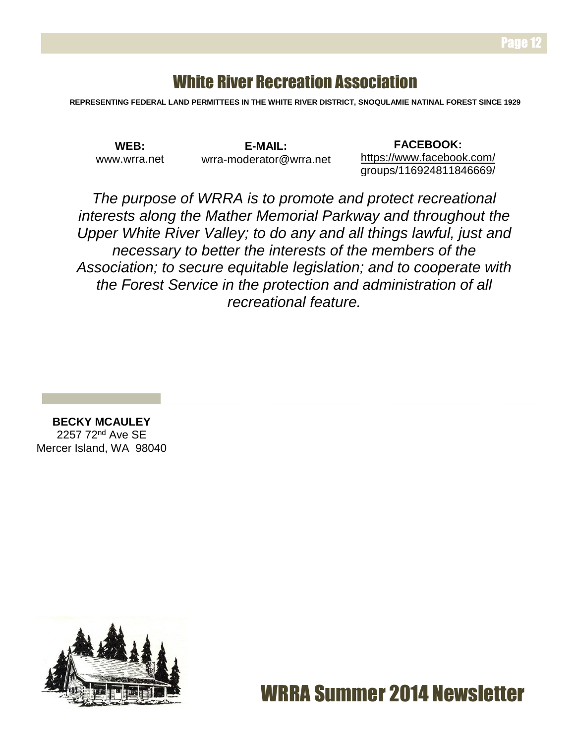# White River Recreation Association

**REPRESENTING FEDERAL LAND PERMITTEES IN THE WHITE RIVER DISTRICT, SNOQULAMIE NATINAL FOREST SINCE 1929**

**WEB:**
www.wrra.net

**E-MAIL:**
wrra-moderator@wrra.net

**FACEBOOK:**
https://www.facebook.com/groups/116924811846669/

*The purpose of WRRA is to promote and protect recreational interests along the Mather Memorial Parkway and throughout the Upper White River Valley; to do any and all things lawful, just and necessary to better the interests of the members of the Association; to secure equitable legislation; and to cooperate with the Forest Service in the protection and administration of all recreational feature.*

**BECKY MCAULEY**
2257 72nd Ave SE
Mercer Island, WA 98040

# WRRA Summer 2014 Newsletter